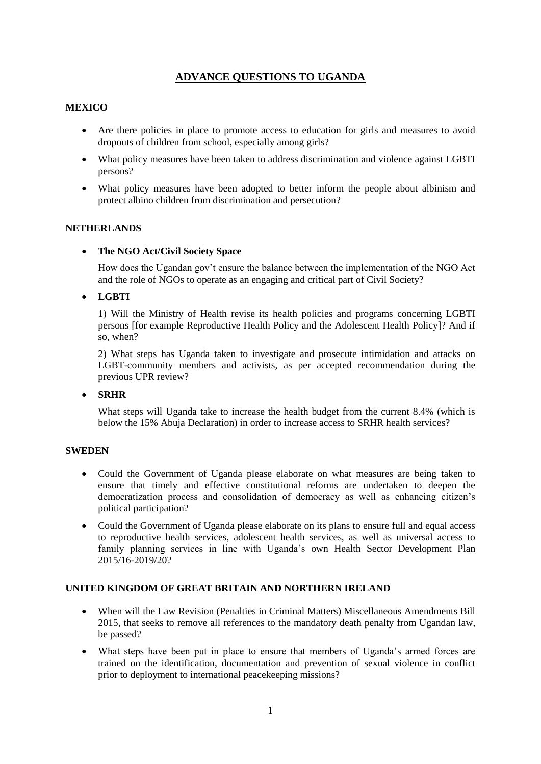# ADVANCE QUESTIONS TO UGANDA

## MEXICO

- Are there policies in place to promote access to education for girls and measures to avoid dropouts of children from school, especially among girls?
- What policy measures have been taken to address discrimination and violence against LGBTI persons?
- What policy measures have been adopted to better inform the people about albinism and protect albino children from discrimination and persecution?

## NETHERLANDS

- **The NGO Act/Civil Society Space**

  How does the Ugandan gov't ensure the balance between the implementation of the NGO Act and the role of NGOs to operate as an engaging and critical part of Civil Society?

- **LGBTI**

  1) Will the Ministry of Health revise its health policies and programs concerning LGBTI persons [for example Reproductive Health Policy and the Adolescent Health Policy]? And if so, when?

  2) What steps has Uganda taken to investigate and prosecute intimidation and attacks on LGBT-community members and activists, as per accepted recommendation during the previous UPR review?

- **SRHR**

  What steps will Uganda take to increase the health budget from the current 8.4% (which is below the 15% Abuja Declaration) in order to increase access to SRHR health services?

## SWEDEN

- Could the Government of Uganda please elaborate on what measures are being taken to ensure that timely and effective constitutional reforms are undertaken to deepen the democratization process and consolidation of democracy as well as enhancing citizen's political participation?
- Could the Government of Uganda please elaborate on its plans to ensure full and equal access to reproductive health services, adolescent health services, as well as universal access to family planning services in line with Uganda's own Health Sector Development Plan 2015/16-2019/20?

## UNITED KINGDOM OF GREAT BRITAIN AND NORTHERN IRELAND

- When will the Law Revision (Penalties in Criminal Matters) Miscellaneous Amendments Bill 2015, that seeks to remove all references to the mandatory death penalty from Ugandan law, be passed?
- What steps have been put in place to ensure that members of Uganda's armed forces are trained on the identification, documentation and prevention of sexual violence in conflict prior to deployment to international peacekeeping missions?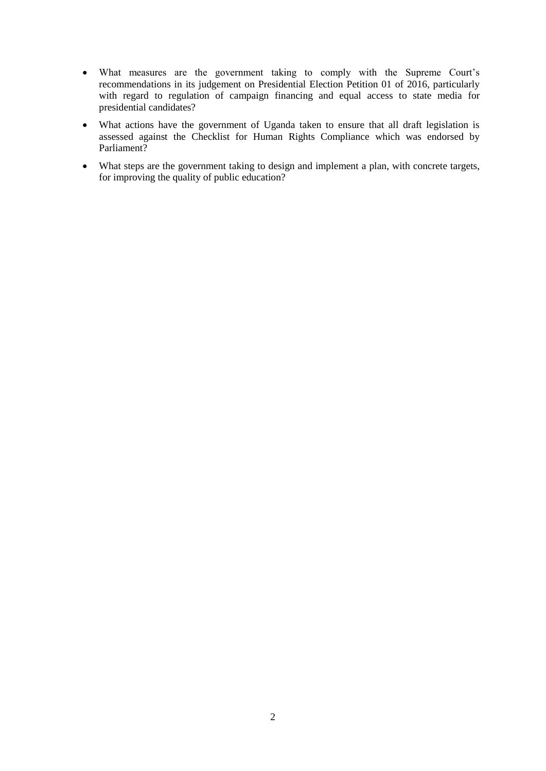- What measures are the government taking to comply with the Supreme Court's recommendations in its judgement on Presidential Election Petition 01 of 2016, particularly with regard to regulation of campaign financing and equal access to state media for presidential candidates?
- What actions have the government of Uganda taken to ensure that all draft legislation is assessed against the Checklist for Human Rights Compliance which was endorsed by Parliament?
- What steps are the government taking to design and implement a plan, with concrete targets, for improving the quality of public education?